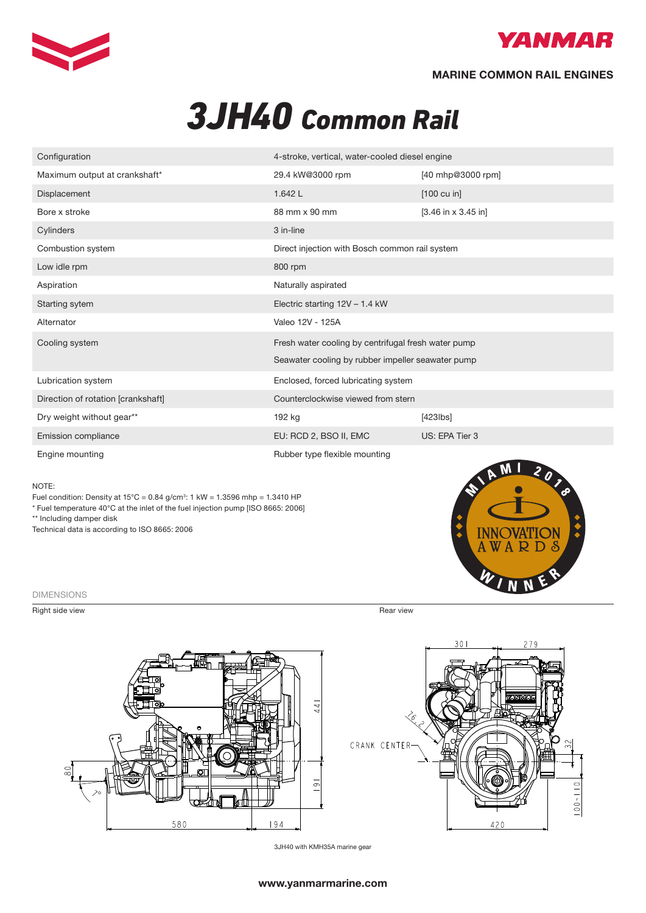MARINE COMMON RAIL ENGINES

# 3JH40 Common Rail

| | | |
|---|---|---|
| Configuration | 4-stroke, vertical, water-cooled diesel engine | |
| Maximum output at crankshaft* | 29.4 kW@3000 rpm | [40 mhp@3000 rpm] |
| Displacement | 1.642 L | [100 cu in] |
| Bore x stroke | 88 mm x 90 mm | [3.46 in x 3.45 in] |
| Cylinders | 3 in-line | |
| Combustion system | Direct injection with Bosch common rail system | |
| Low idle rpm | 800 rpm | |
| Aspiration | Naturally aspirated | |
| Starting sytem | Electric starting 12V – 1.4 kW | |
| Alternator | Valeo 12V - 125A | |
| Cooling system | Fresh water cooling by centrifugal fresh water pump<br>Seawater cooling by rubber impeller seawater pump | |
| Lubrication system | Enclosed, forced lubricating system | |
| Direction of rotation [crankshaft] | Counterclockwise viewed from stern | |
| Dry weight without gear** | 192 kg | [423lbs] |
| Emission compliance | EU: RCD 2, BSO II, EMC | US: EPA Tier 3 |
| Engine mounting | Rubber type flexible mounting | |

NOTE:
Fuel condition: Density at 15°C = 0.84 g/cm³: 1 kW = 1.3596 mhp = 1.3410 HP
* Fuel temperature 40°C at the inlet of the fuel injection pump [ISO 8665: 2006]
** Including damper disk
Technical data is according to ISO 8665: 2006

MIAMI 2018 INNOVATION AWARDS WINNER

DIMENSIONS

Right side view

Rear view

3JH40 with KMH35A marine gear

www.yanmarmarine.com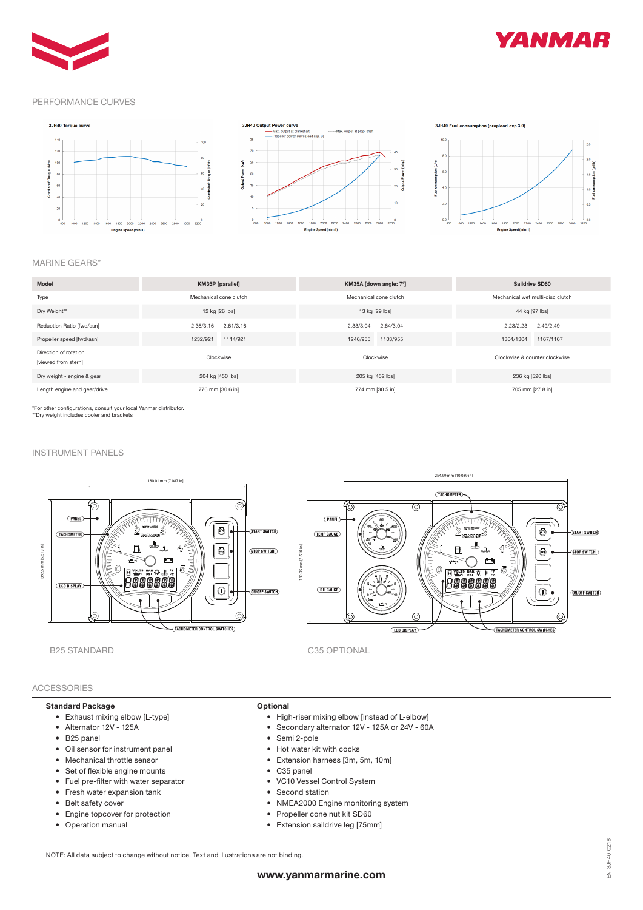## PERFORMANCE CURVES

3JH40 Torque curve

Crankshaft Torque (Nm)

Crankshaft Torque (lbf-ft)

Engine Speed (min-1)

3JH40 Output Power curve

Max. output at crankshaft

Max. output at prop. shaft

Propeller power curve (load exp. 3)

Output Power (kW)

Output Power (mhp)

Engine Speed (min-1)

3JH40 Fuel consumption (propload exp 3.0)

Fuel consumption (L/h)

Fuel consumption (gal/h)

Engine Speed (min-1)

## MARINE GEARS*

| Model | KM35P [parallel] | | KM35A [down angle: 7°] | | Saildrive SD60 | |
|---|---|---|---|---|---|---|
| Type | Mechanical cone clutch | | Mechanical cone clutch | | Mechanical wet multi-disc clutch | |
| Dry Weight** | 12 kg [26 lbs] | | 13 kg [29 lbs] | | 44 kg [97 lbs] | |
| Reduction Ratio [fwd/asn] | 2.36/3.16 | 2.61/3.16 | 2.33/3.04 | 2.64/3.04 | 2.23/2.23 | 2.49/2.49 |
| Propeller speed [fwd/asn] | 1232/921 | 1114/921 | 1246/955 | 1103/955 | 1304/1304 | 1167/1167 |
| Direction of rotation [viewed from stern] | Clockwise | | Clockwise | | Clockwise & counter clockwise | |
| Dry weight - engine & gear | 204 kg [450 lbs] | | 205 kg [452 lbs] | | 236 kg [520 lbs] | |
| Length engine and gear/drive | 776 mm [30.6 in] | | 774 mm [30.5 in] | | 705 mm [27.8 in] | |

*For other configurations, consult your local Yanmar distributor.
**Dry weight includes cooler and brackets

## INSTRUMENT PANELS

180.01 mm [7.087 in]

139.95 mm [5.510 in]

PANEL

TACHOMETER

LCD DISPLAY

START SWITCH

STOP SWITCH

ON/OFF SWITCH

TACHOMETER CONTROL SWITCHES

B25 STANDARD

254.99 mm [10.039 in]

139.95 mm [5.510 in]

TACHOMETER

PANEL

TEMP GAUGE

OIL GAUGE

START SWITCH

STOP SWITCH

ON/OFF SWITCH

LCD DISPLAY

TACHOMETER CONTROL SWITCHES

C35 OPTIONAL

## ACCESSORIES

**Standard Package**

- Exhaust mixing elbow [L-type]
- Alternator 12V - 125A
- B25 panel
- Oil sensor for instrument panel
- Mechanical throttle sensor
- Set of flexible engine mounts
- Fuel pre-filter with water separator
- Fresh water expansion tank
- Belt safety cover
- Engine topcover for protection
- Operation manual

**Optional**

- High-riser mixing elbow [instead of L-elbow]
- Secondary alternator 12V - 125A or 24V - 60A
- Semi 2-pole
- Hot water kit with cocks
- Extension harness [3m, 5m, 10m]
- C35 panel
- VC10 Vessel Control System
- Second station
- NMEA2000 Engine monitoring system
- Propeller cone nut kit SD60
- Extension saildrive leg [75mm]

NOTE: All data subject to change without notice. Text and illustrations are not binding.

**www.yanmarmarine.com**

EN_3JH40_0218